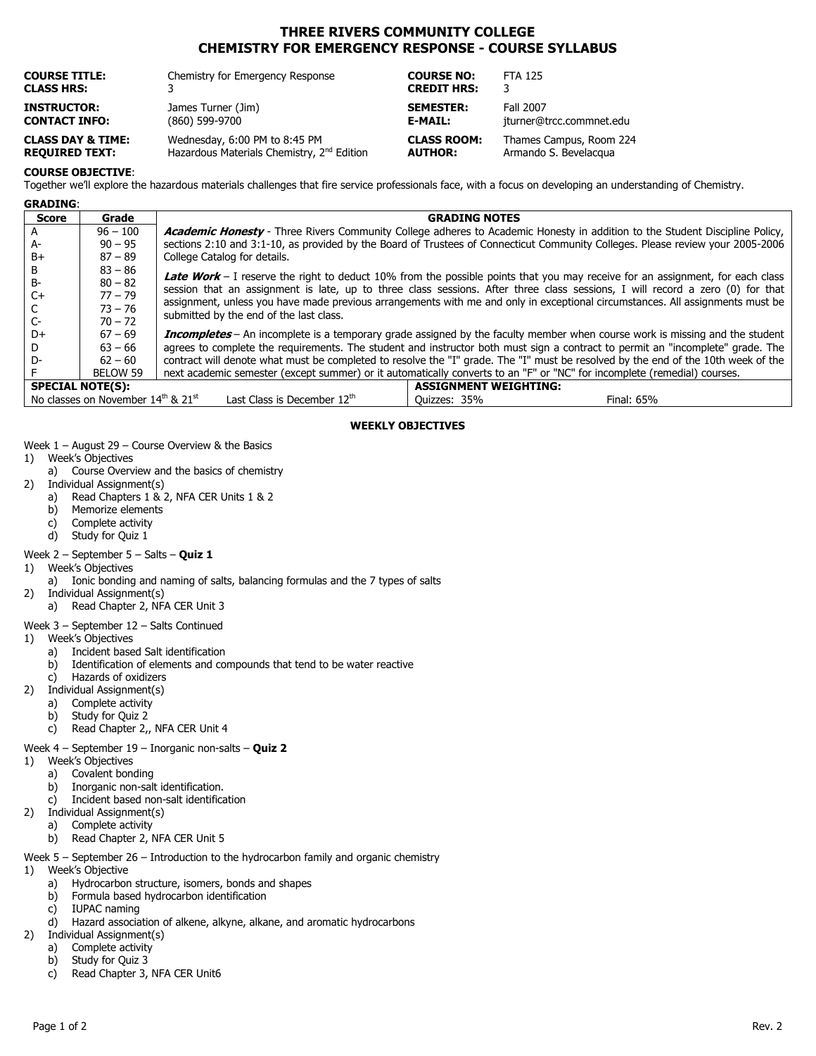# THREE RIVERS COMMUNITY COLLEGE
# CHEMISTRY FOR EMERGENCY RESPONSE - COURSE SYLLABUS

| | | | |
|---|---|---|---|
| **COURSE TITLE:** | Chemistry for Emergency Response | **COURSE NO:** | FTA 125 |
| **CLASS HRS:** | 3 | **CREDIT HRS:** | 3 |
| **INSTRUCTOR:** | James Turner (Jim) | **SEMESTER:** | Fall 2007 |
| **CONTACT INFO:** | (860) 599-9700 | **E-MAIL:** | jturner@trcc.commnet.edu |
| **CLASS DAY & TIME:** | Wednesday, 6:00 PM to 8:45 PM | **CLASS ROOM:** | Thames Campus, Room 224 |
| **REQUIRED TEXT:** | Hazardous Materials Chemistry, 2nd Edition | **AUTHOR:** | Armando S. Bevelacqua |

**COURSE OBJECTIVE**:
Together we'll explore the hazardous materials challenges that fire service professionals face, with a focus on developing an understanding of Chemistry.

**GRADING**:

| Score | Grade | GRADING NOTES |
|---|---|---|
| A | 96 – 100 | ***Academic Honesty*** - Three Rivers Community College adheres to Academic Honesty in addition to the Student Discipline Policy, sections 2:10 and 3:1-10, as provided by the Board of Trustees of Connecticut Community Colleges. Please review your 2005-2006 College Catalog for details. |
| A- | 90 – 95 | |
| B+ | 87 – 89 | |
| B | 83 – 86 | ***Late Work*** – I reserve the right to deduct 10% from the possible points that you may receive for an assignment, for each class session that an assignment is late, up to three class sessions. After three class sessions, I will record a zero (0) for that assignment, unless you have made previous arrangements with me and only in exceptional circumstances. All assignments must be submitted by the end of the last class. |
| B- | 80 – 82 | |
| C+ | 77 – 79 | |
| C | 73 – 76 | |
| C- | 70 – 72 | |
| D+ | 67 – 69 | ***Incompletes*** – An incomplete is a temporary grade assigned by the faculty member when course work is missing and the student agrees to complete the requirements. The student and instructor both must sign a contract to permit an "incomplete" grade. The contract will denote what must be completed to resolve the "I" grade. The "I" must be resolved by the end of the 10th week of the next academic semester (except summer) or it automatically converts to an "F" or "NC" for incomplete (remedial) courses. |
| D | 63 – 66 | |
| D- | 62 – 60 | |
| F | BELOW 59 | |

| **SPECIAL NOTE(S):** | | **ASSIGNMENT WEIGHTING:** | |
|---|---|---|---|
| No classes on November 14th & 21st | Last Class is December 12th | Quizzes: 35% | Final: 65% |

**WEEKLY OBJECTIVES**

Week 1 – August 29 – Course Overview & the Basics
1) Week's Objectives
   a) Course Overview and the basics of chemistry
2) Individual Assignment(s)
   a) Read Chapters 1 & 2, NFA CER Units 1 & 2
   b) Memorize elements
   c) Complete activity
   d) Study for Quiz 1

Week 2 – September 5 – Salts – **Quiz 1**
1) Week's Objectives
   a) Ionic bonding and naming of salts, balancing formulas and the 7 types of salts
2) Individual Assignment(s)
   a) Read Chapter 2, NFA CER Unit 3

Week 3 – September 12 – Salts Continued
1) Week's Objectives
   a) Incident based Salt identification
   b) Identification of elements and compounds that tend to be water reactive
   c) Hazards of oxidizers
2) Individual Assignment(s)
   a) Complete activity
   b) Study for Quiz 2
   c) Read Chapter 2,, NFA CER Unit 4

Week 4 – September 19 – Inorganic non-salts – **Quiz 2**
1) Week's Objectives
   a) Covalent bonding
   b) Inorganic non-salt identification.
   c) Incident based non-salt identification
2) Individual Assignment(s)
   a) Complete activity
   b) Read Chapter 2, NFA CER Unit 5

Week 5 – September 26 – Introduction to the hydrocarbon family and organic chemistry
1) Week's Objective
   a) Hydrocarbon structure, isomers, bonds and shapes
   b) Formula based hydrocarbon identification
   c) IUPAC naming
   d) Hazard association of alkene, alkyne, alkane, and aromatic hydrocarbons
2) Individual Assignment(s)
   a) Complete activity
   b) Study for Quiz 3
   c) Read Chapter 3, NFA CER Unit6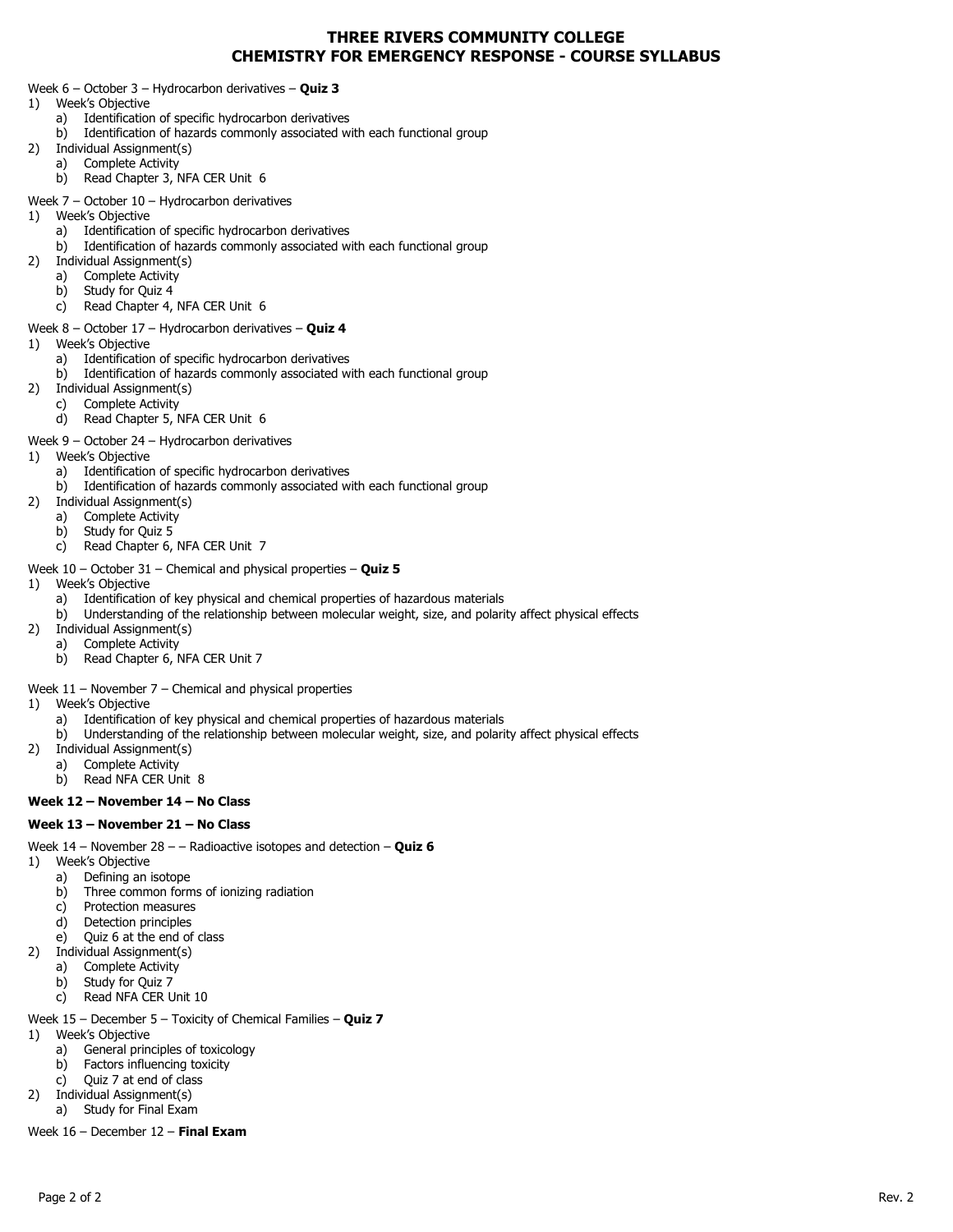# THREE RIVERS COMMUNITY COLLEGE
# CHEMISTRY FOR EMERGENCY RESPONSE - COURSE SYLLABUS

Week 6 – October 3 – Hydrocarbon derivatives – **Quiz 3**

1) Week's Objective
   a) Identification of specific hydrocarbon derivatives
   b) Identification of hazards commonly associated with each functional group
2) Individual Assignment(s)
   a) Complete Activity
   b) Read Chapter 3, NFA CER Unit 6

Week 7 – October 10 – Hydrocarbon derivatives

1) Week's Objective
   a) Identification of specific hydrocarbon derivatives
   b) Identification of hazards commonly associated with each functional group
2) Individual Assignment(s)
   a) Complete Activity
   b) Study for Quiz 4
   c) Read Chapter 4, NFA CER Unit 6

Week 8 – October 17 – Hydrocarbon derivatives – **Quiz 4**

1) Week's Objective
   a) Identification of specific hydrocarbon derivatives
   b) Identification of hazards commonly associated with each functional group
2) Individual Assignment(s)
   c) Complete Activity
   d) Read Chapter 5, NFA CER Unit 6

Week 9 – October 24 – Hydrocarbon derivatives

1) Week's Objective
   a) Identification of specific hydrocarbon derivatives
   b) Identification of hazards commonly associated with each functional group
2) Individual Assignment(s)
   a) Complete Activity
   b) Study for Quiz 5
   c) Read Chapter 6, NFA CER Unit 7

Week 10 – October 31 – Chemical and physical properties – **Quiz 5**

1) Week's Objective
   a) Identification of key physical and chemical properties of hazardous materials
   b) Understanding of the relationship between molecular weight, size, and polarity affect physical effects
2) Individual Assignment(s)
   a) Complete Activity
   b) Read Chapter 6, NFA CER Unit 7

Week 11 – November 7 – Chemical and physical properties

1) Week's Objective
   a) Identification of key physical and chemical properties of hazardous materials
   b) Understanding of the relationship between molecular weight, size, and polarity affect physical effects
2) Individual Assignment(s)
   a) Complete Activity
   b) Read NFA CER Unit 8

**Week 12 – November 14 – No Class**

**Week 13 – November 21 – No Class**

Week 14 – November 28 – – Radioactive isotopes and detection – **Quiz 6**

1) Week's Objective
   a) Defining an isotope
   b) Three common forms of ionizing radiation
   c) Protection measures
   d) Detection principles
   e) Quiz 6 at the end of class
2) Individual Assignment(s)
   a) Complete Activity
   b) Study for Quiz 7
   c) Read NFA CER Unit 10

Week 15 – December 5 – Toxicity of Chemical Families – **Quiz 7**

1) Week's Objective
   a) General principles of toxicology
   b) Factors influencing toxicity
   c) Quiz 7 at end of class
2) Individual Assignment(s)
   a) Study for Final Exam

Week 16 – December 12 – **Final Exam**

Rev. 2